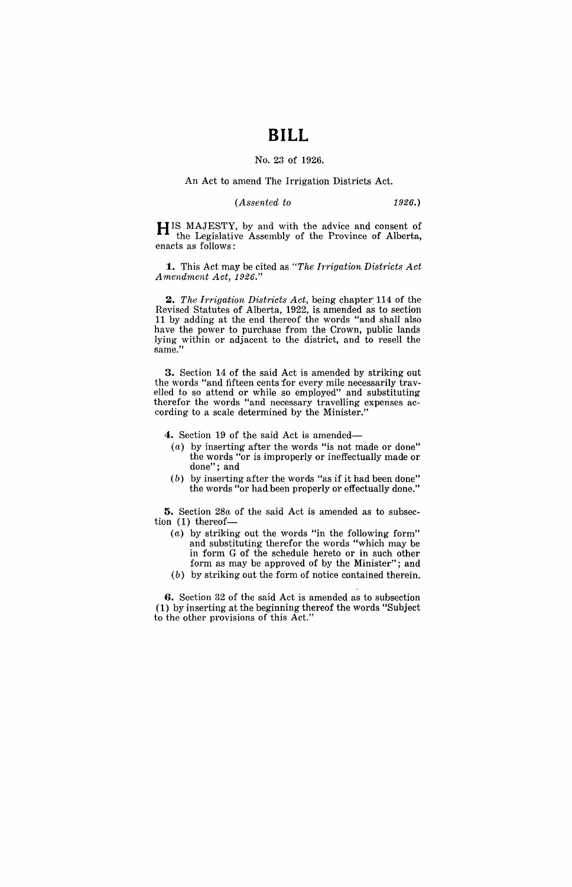# BILL

No. 23 of 1926.

An Act to amend The Irrigation Districts Act.

*(Assented to 1926.)*

HIS MAJESTY, by and with the advice and consent of the Legislative Assembly of the Province of Alberta, enacts as follows:

**1.** This Act may be cited as *"The Irrigation Districts Act Amendment Act, 1926."*

**2.** *The Irrigation Districts Act,* being chapter 114 of the Revised Statutes of Alberta, 1922, is amended as to section 11 by adding at the end thereof the words "and shall also have the power to purchase from the Crown, public lands lying within or adjacent to the district, and to resell the same."

**3.** Section 14 of the said Act is amended by striking out the words "and fifteen cents for every mile necessarily travelled to so attend or while so employed" and substituting therefor the words "and necessary travelling expenses according to a scale determined by the Minister."

**4.** Section 19 of the said Act is amended—

(*a*) by inserting after the words "is not made or done" the words "or is improperly or ineffectually made or done"; and

(*b*) by inserting after the words "as if it had been done" the words "or had been properly or effectually done."

**5.** Section 28*a* of the said Act is amended as to subsection (1) thereof—

(*a*) by striking out the words "in the following form" and substituting therefor the words "which may be in form G of the schedule hereto or in such other form as may be approved of by the Minister"; and

(*b*) by striking out the form of notice contained therein.

**6.** Section 32 of the said Act is amended as to subsection (1) by inserting at the beginning thereof the words "Subject to the other provisions of this Act."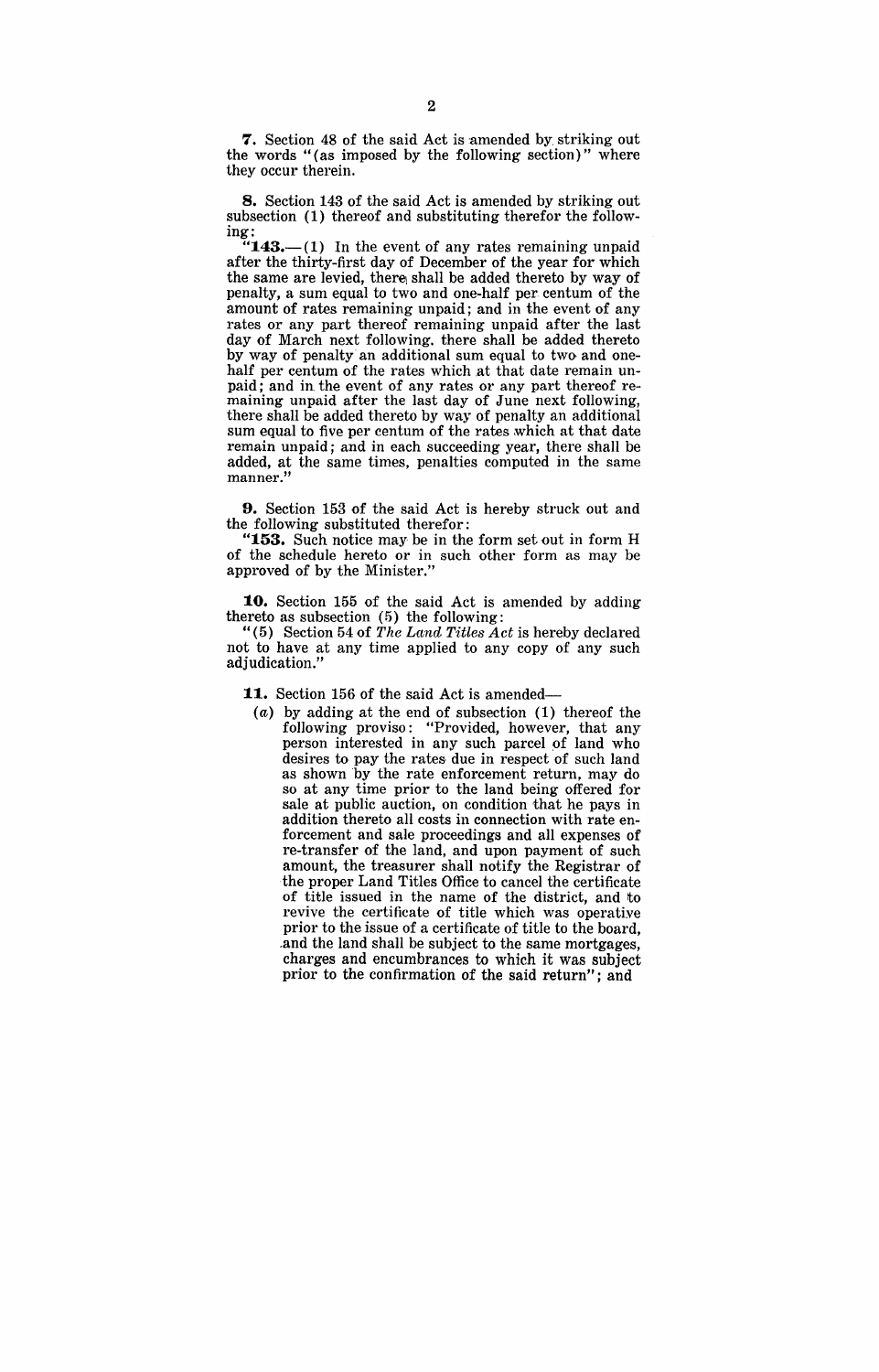**7.** Section 48 of the said Act is amended by striking out the words "(as imposed by the following section)" where they occur therein.

**8.** Section 143 of the said Act is amended by striking out subsection (1) thereof and substituting therefor the following:

"**143.**—(1) In the event of any rates remaining unpaid after the thirty-first day of December of the year for which the same are levied, there shall be added thereto by way of penalty, a sum equal to two and one-half per centum of the amount of rates remaining unpaid; and in the event of any rates or any part thereof remaining unpaid after the last day of March next following, there shall be added thereto by way of penalty an additional sum equal to two and one-half per centum of the rates which at that date remain unpaid; and in the event of any rates or any part thereof remaining unpaid after the last day of June next following, there shall be added thereto by way of penalty an additional sum equal to five per centum of the rates which at that date remain unpaid; and in each succeeding year, there shall be added, at the same times, penalties computed in the same manner."

**9.** Section 153 of the said Act is hereby struck out and the following substituted therefor:

"**153.** Such notice may be in the form set out in form H of the schedule hereto or in such other form as may be approved of by the Minister."

**10.** Section 155 of the said Act is amended by adding thereto as subsection (5) the following:

"(5) Section 54 of *The Land Titles Act* is hereby declared not to have at any time applied to any copy of any such adjudication."

**11.** Section 156 of the said Act is amended—

(*a*) by adding at the end of subsection (1) thereof the following proviso: "Provided, however, that any person interested in any such parcel of land who desires to pay the rates due in respect of such land as shown by the rate enforcement return, may do so at any time prior to the land being offered for sale at public auction, on condition that he pays in addition thereto all costs in connection with rate enforcement and sale proceedings and all expenses of re-transfer of the land, and upon payment of such amount, the treasurer shall notify the Registrar of the proper Land Titles Office to cancel the certificate of title issued in the name of the district, and to revive the certificate of title which was operative prior to the issue of a certificate of title to the board, and the land shall be subject to the same mortgages, charges and encumbrances to which it was subject prior to the confirmation of the said return"; and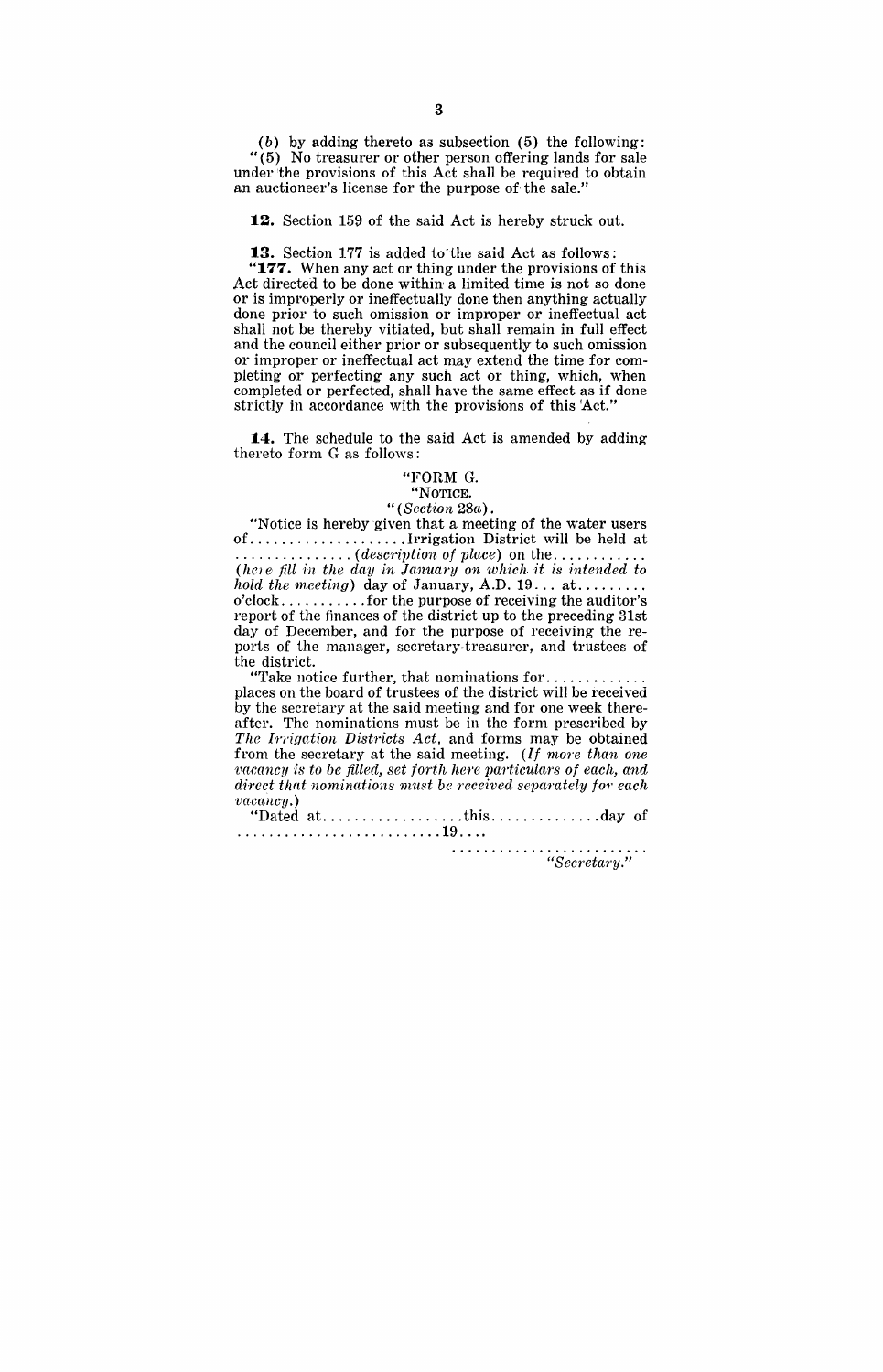(*b*) by adding thereto as subsection (5) the following: "(5) No treasurer or other person offering lands for sale under the provisions of this Act shall be required to obtain an auctioneer's license for the purpose of the sale."

**12.** Section 159 of the said Act is hereby struck out.

**13.** Section 177 is added to the said Act as follows:

"**177.** When any act or thing under the provisions of this Act directed to be done within a limited time is not so done or is improperly or ineffectually done then anything actually done prior to such omission or improper or ineffectual act shall not be thereby vitiated, but shall remain in full effect and the council either prior or subsequently to such omission or improper or ineffectual act may extend the time for completing or perfecting any such act or thing, which, when completed or perfected, shall have the same effect as if done strictly in accordance with the provisions of this Act."

**14.** The schedule to the said Act is amended by adding thereto form G as follows:

"FORM G.

"NOTICE.

"(*Section* 28*a*).

"Notice is hereby given that a meeting of the water users of....................Irrigation District will be held at ...............(*description of place*) on the............ (*here fill in the day in January on which it is intended to hold the meeting*) day of January, A.D. 19... at......... o'clock...........for the purpose of receiving the auditor's report of the finances of the district up to the preceding 31st day of December, and for the purpose of receiving the reports of the manager, secretary-treasurer, and trustees of the district.

"Take notice further, that nominations for............. places on the board of trustees of the district will be received by the secretary at the said meeting and for one week thereafter. The nominations must be in the form prescribed by *The Irrigation Districts Act*, and forms may be obtained from the secretary at the said meeting. (*If more than one vacancy is to be filled, set forth here particulars of each, and direct that nominations must be received separately for each vacancy.*)

"Dated at..................this..............day of ..........................19....

.........................

"*Secretary.*"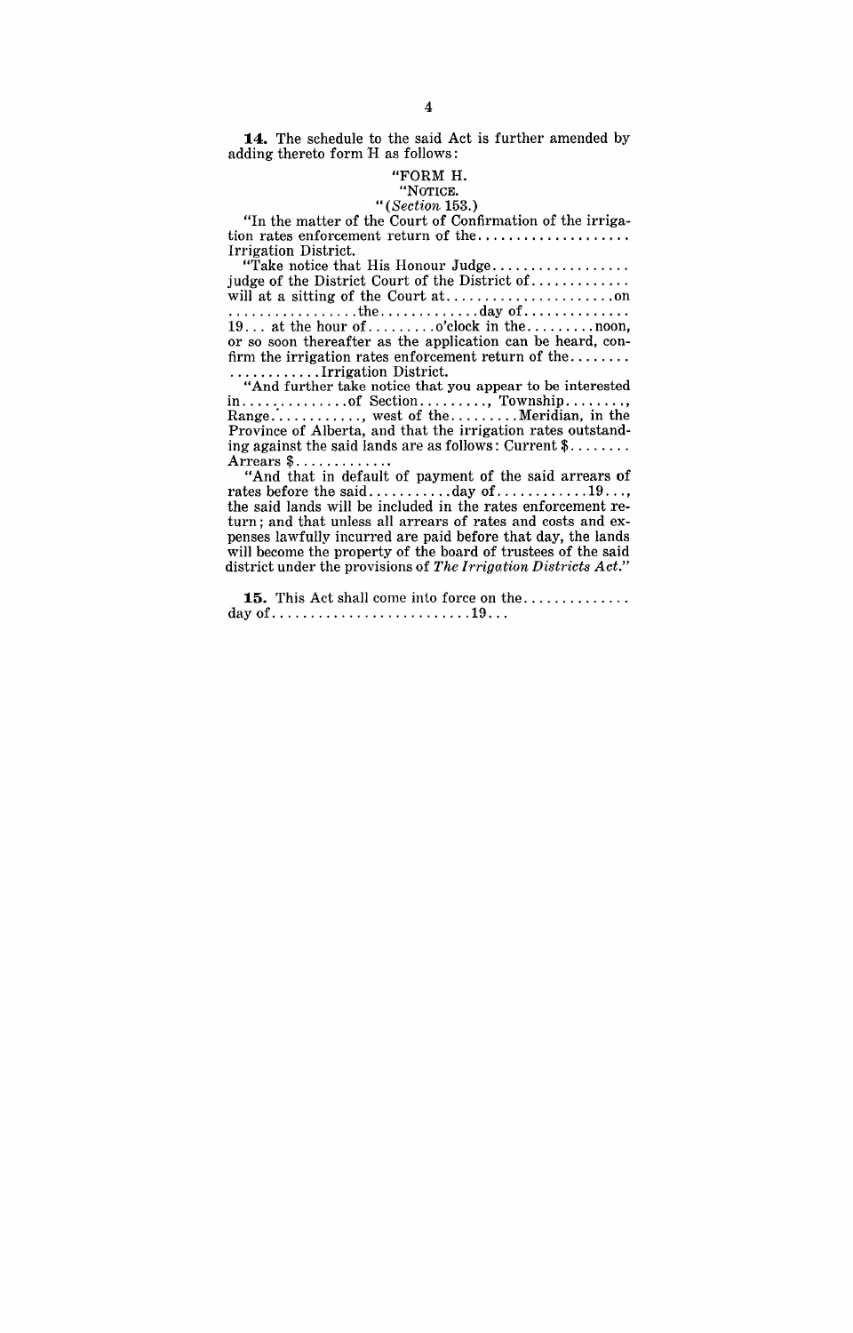**14.** The schedule to the said Act is further amended by adding thereto form H as follows:

"FORM H.

"NOTICE.

"(*Section* 153.)

"In the matter of the Court of Confirmation of the irrigation rates enforcement return of the.................... Irrigation District.

"Take notice that His Honour Judge.................. judge of the District Court of the District of............. will at a sitting of the Court at.......................on .................the.............day of............. 19... at the hour of.........o'clock in the.........noon, or so soon thereafter as the application can be heard, confirm the irrigation rates enforcement return of the........ ............Irrigation District.

"And further take notice that you appear to be interested in..............of Section........., Township........, Range............, west of the.........Meridian, in the Province of Alberta, and that the irrigation rates outstanding against the said lands are as follows: Current $........ Arrears $............

"And that in default of payment of the said arrears of rates before the said...........day of............19..., the said lands will be included in the rates enforcement return; and that unless all arrears of rates and costs and expenses lawfully incurred are paid before that day, the lands will become the property of the board of trustees of the said district under the provisions of *The Irrigation Districts Act*."

**15.** This Act shall come into force on the............. day of..........................19...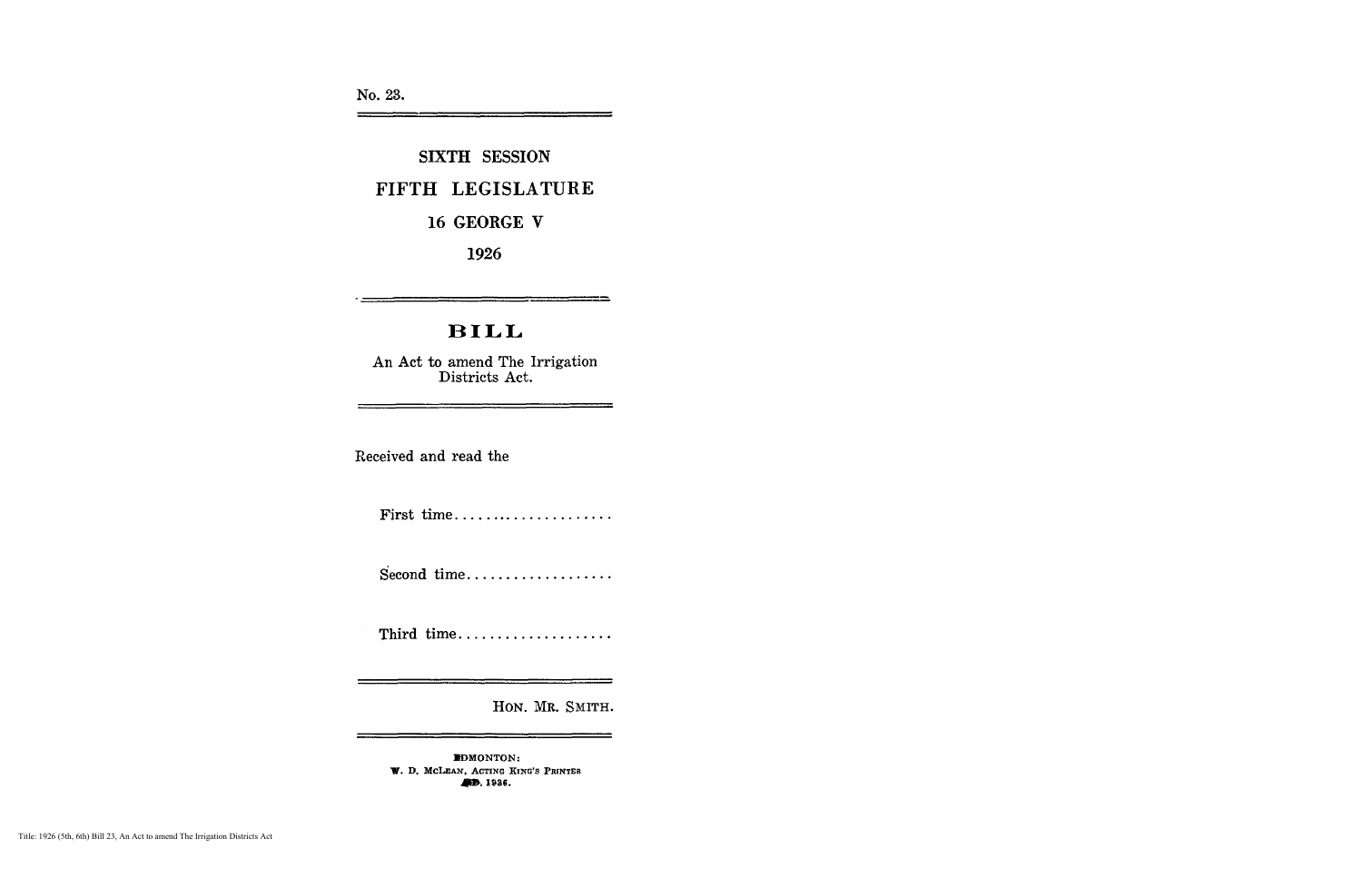No. 23.

# SIXTH SESSION

# FIFTH LEGISLATURE

## 16 GEORGE V

## 1926

# BILL

An Act to amend The Irrigation Districts Act.

Received and read the

First time....................

Second time..................

Third time...................

HON. MR. SMITH.

EDMONTON:
W. D. McLEAN, ACTING KING'S PRINTER
A.D. 1926.